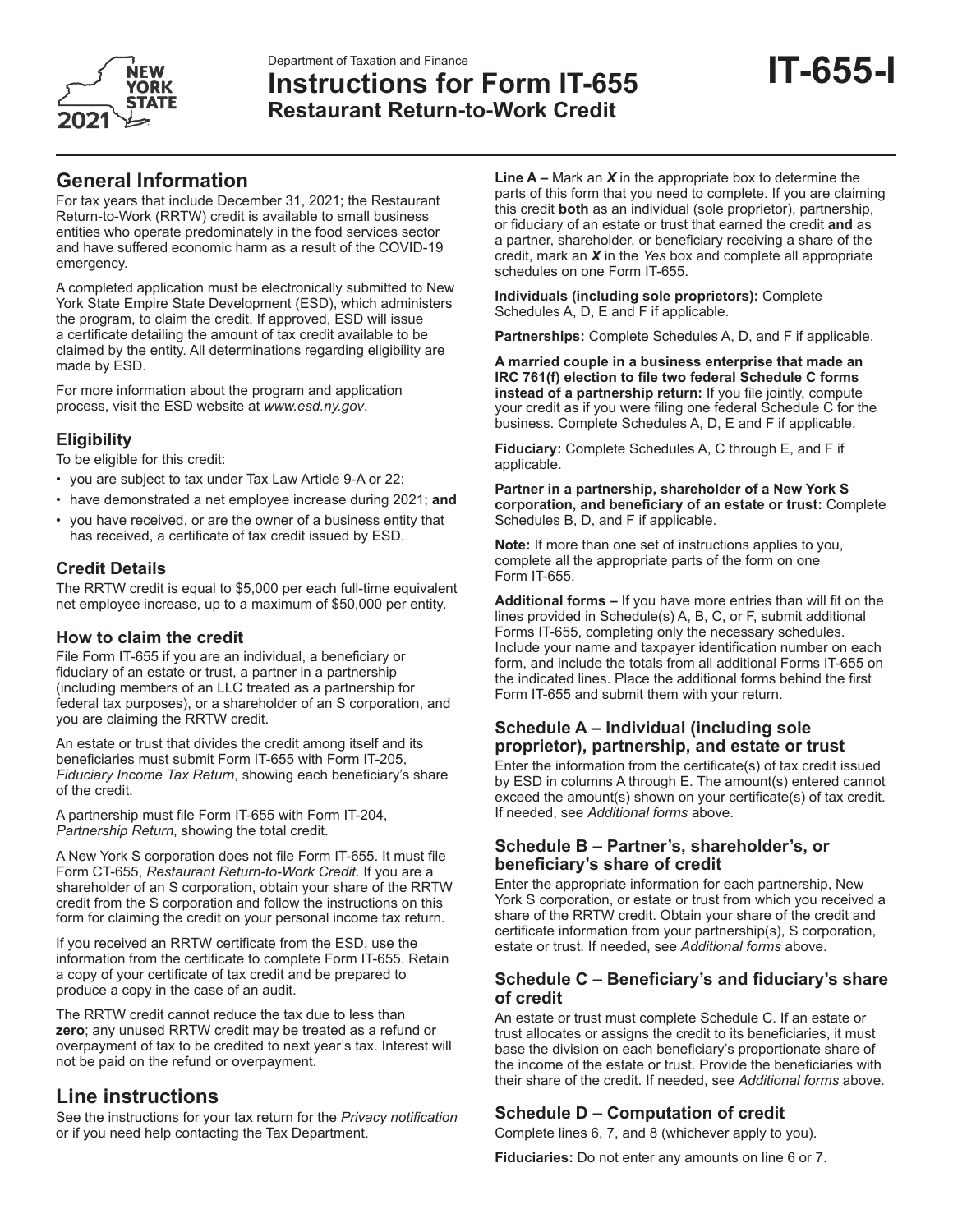Department of Taxation and Finance

# Instructions for Form IT-655
## Restaurant Return-to-Work Credit

**IT-655-I**

## General Information

For tax years that include December 31, 2021; the Restaurant Return-to-Work (RRTW) credit is available to small business entities who operate predominately in the food services sector and have suffered economic harm as a result of the COVID-19 emergency.

A completed application must be electronically submitted to New York State Empire State Development (ESD), which administers the program, to claim the credit. If approved, ESD will issue a certificate detailing the amount of tax credit available to be claimed by the entity. All determinations regarding eligibility are made by ESD.

For more information about the program and application process, visit the ESD website at *www.esd.ny.gov*.

### Eligibility

To be eligible for this credit:

- you are subject to tax under Tax Law Article 9-A or 22;
- have demonstrated a net employee increase during 2021; **and**
- you have received, or are the owner of a business entity that has received, a certificate of tax credit issued by ESD.

### Credit Details

The RRTW credit is equal to $5,000 per each full-time equivalent net employee increase, up to a maximum of $50,000 per entity.

### How to claim the credit

File Form IT-655 if you are an individual, a beneficiary or fiduciary of an estate or trust, a partner in a partnership (including members of an LLC treated as a partnership for federal tax purposes), or a shareholder of an S corporation, and you are claiming the RRTW credit.

An estate or trust that divides the credit among itself and its beneficiaries must submit Form IT-655 with Form IT-205, *Fiduciary Income Tax Return*, showing each beneficiary's share of the credit.

A partnership must file Form IT-655 with Form IT-204, *Partnership Return*, showing the total credit.

A New York S corporation does not file Form IT-655. It must file Form CT-655, *Restaurant Return-to-Work Credit*. If you are a shareholder of an S corporation, obtain your share of the RRTW credit from the S corporation and follow the instructions on this form for claiming the credit on your personal income tax return.

If you received an RRTW certificate from the ESD, use the information from the certificate to complete Form IT-655. Retain a copy of your certificate of tax credit and be prepared to produce a copy in the case of an audit.

The RRTW credit cannot reduce the tax due to less than **zero**; any unused RRTW credit may be treated as a refund or overpayment of tax to be credited to next year's tax. Interest will not be paid on the refund or overpayment.

## Line instructions

See the instructions for your tax return for the *Privacy notification* or if you need help contacting the Tax Department.

**Line A –** Mark an ***X*** in the appropriate box to determine the parts of this form that you need to complete. If you are claiming this credit **both** as an individual (sole proprietor), partnership, or fiduciary of an estate or trust that earned the credit **and** as a partner, shareholder, or beneficiary receiving a share of the credit, mark an ***X*** in the *Yes* box and complete all appropriate schedules on one Form IT-655.

**Individuals (including sole proprietors):** Complete Schedules A, D, E and F if applicable.

**Partnerships:** Complete Schedules A, D, and F if applicable.

**A married couple in a business enterprise that made an IRC 761(f) election to file two federal Schedule C forms instead of a partnership return:** If you file jointly, compute your credit as if you were filing one federal Schedule C for the business. Complete Schedules A, D, E and F if applicable.

**Fiduciary:** Complete Schedules A, C through E, and F if applicable.

**Partner in a partnership, shareholder of a New York S corporation, and beneficiary of an estate or trust:** Complete Schedules B, D, and F if applicable.

**Note:** If more than one set of instructions applies to you, complete all the appropriate parts of the form on one Form IT-655.

**Additional forms –** If you have more entries than will fit on the lines provided in Schedule(s) A, B, C, or F, submit additional Forms IT-655, completing only the necessary schedules. Include your name and taxpayer identification number on each form, and include the totals from all additional Forms IT-655 on the indicated lines. Place the additional forms behind the first Form IT-655 and submit them with your return.

### Schedule A – Individual (including sole proprietor), partnership, and estate or trust

Enter the information from the certificate(s) of tax credit issued by ESD in columns A through E. The amount(s) entered cannot exceed the amount(s) shown on your certificate(s) of tax credit. If needed, see *Additional forms* above.

### Schedule B – Partner's, shareholder's, or beneficiary's share of credit

Enter the appropriate information for each partnership, New York S corporation, or estate or trust from which you received a share of the RRTW credit. Obtain your share of the credit and certificate information from your partnership(s), S corporation, estate or trust. If needed, see *Additional forms* above.

### Schedule C – Beneficiary's and fiduciary's share of credit

An estate or trust must complete Schedule C. If an estate or trust allocates or assigns the credit to its beneficiaries, it must base the division on each beneficiary's proportionate share of the income of the estate or trust. Provide the beneficiaries with their share of the credit. If needed, see *Additional forms* above.

### Schedule D – Computation of credit

Complete lines 6, 7, and 8 (whichever apply to you).

**Fiduciaries:** Do not enter any amounts on line 6 or 7.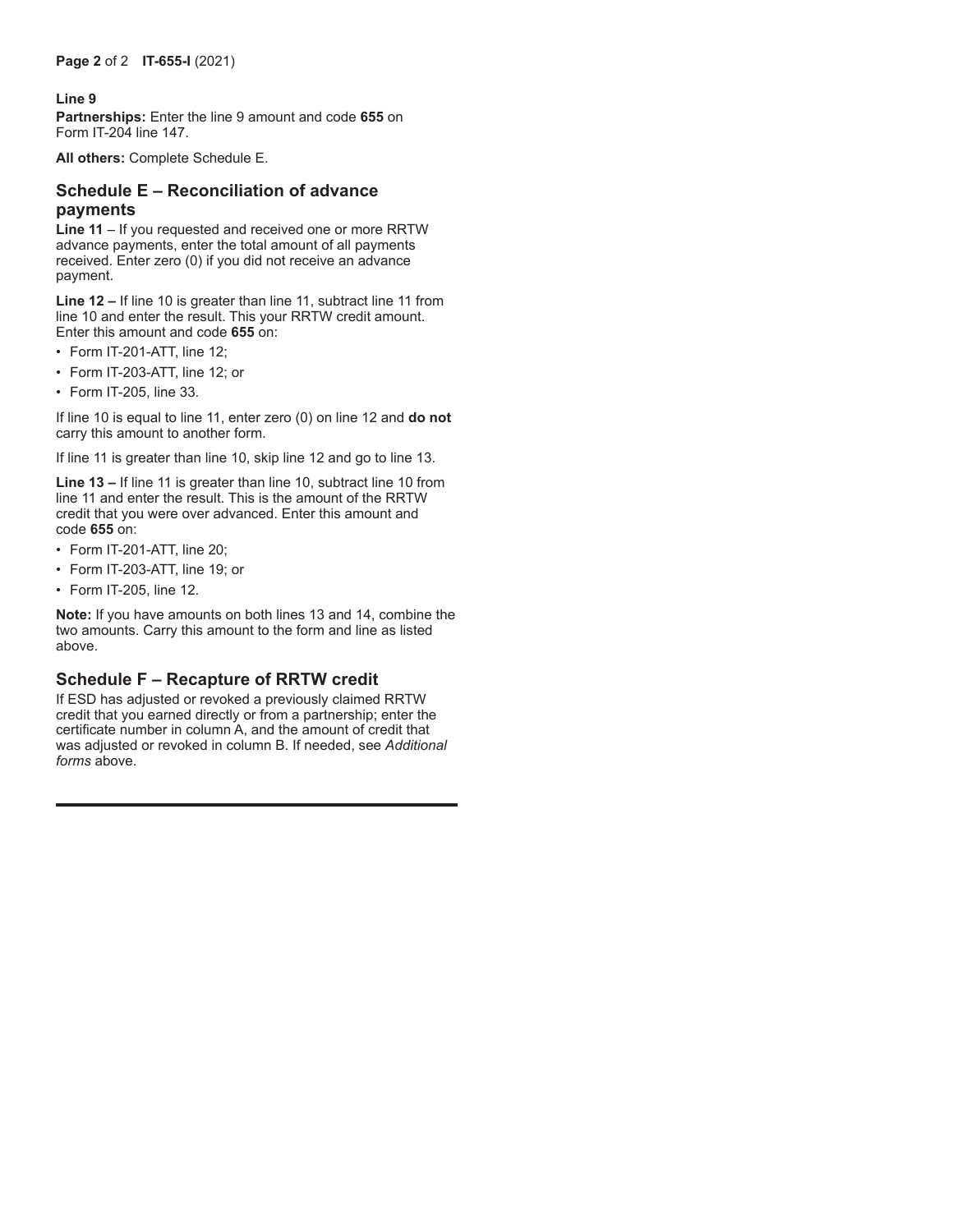**Line 9**

**Partnerships:** Enter the line 9 amount and code **655** on Form IT-204 line 147.

**All others:** Complete Schedule E.

## Schedule E – Reconciliation of advance payments

**Line 11** – If you requested and received one or more RRTW advance payments, enter the total amount of all payments received. Enter zero (0) if you did not receive an advance payment.

**Line 12 –** If line 10 is greater than line 11, subtract line 11 from line 10 and enter the result. This your RRTW credit amount. Enter this amount and code **655** on:

- Form IT-201-ATT, line 12;
- Form IT-203-ATT, line 12; or
- Form IT-205, line 33.

If line 10 is equal to line 11, enter zero (0) on line 12 and **do not** carry this amount to another form.

If line 11 is greater than line 10, skip line 12 and go to line 13.

**Line 13 –** If line 11 is greater than line 10, subtract line 10 from line 11 and enter the result. This is the amount of the RRTW credit that you were over advanced. Enter this amount and code **655** on:

- Form IT-201-ATT, line 20;
- Form IT-203-ATT, line 19; or
- Form IT-205, line 12.

**Note:** If you have amounts on both lines 13 and 14, combine the two amounts. Carry this amount to the form and line as listed above.

## Schedule F – Recapture of RRTW credit

If ESD has adjusted or revoked a previously claimed RRTW credit that you earned directly or from a partnership; enter the certificate number in column A, and the amount of credit that was adjusted or revoked in column B. If needed, see *Additional forms* above.